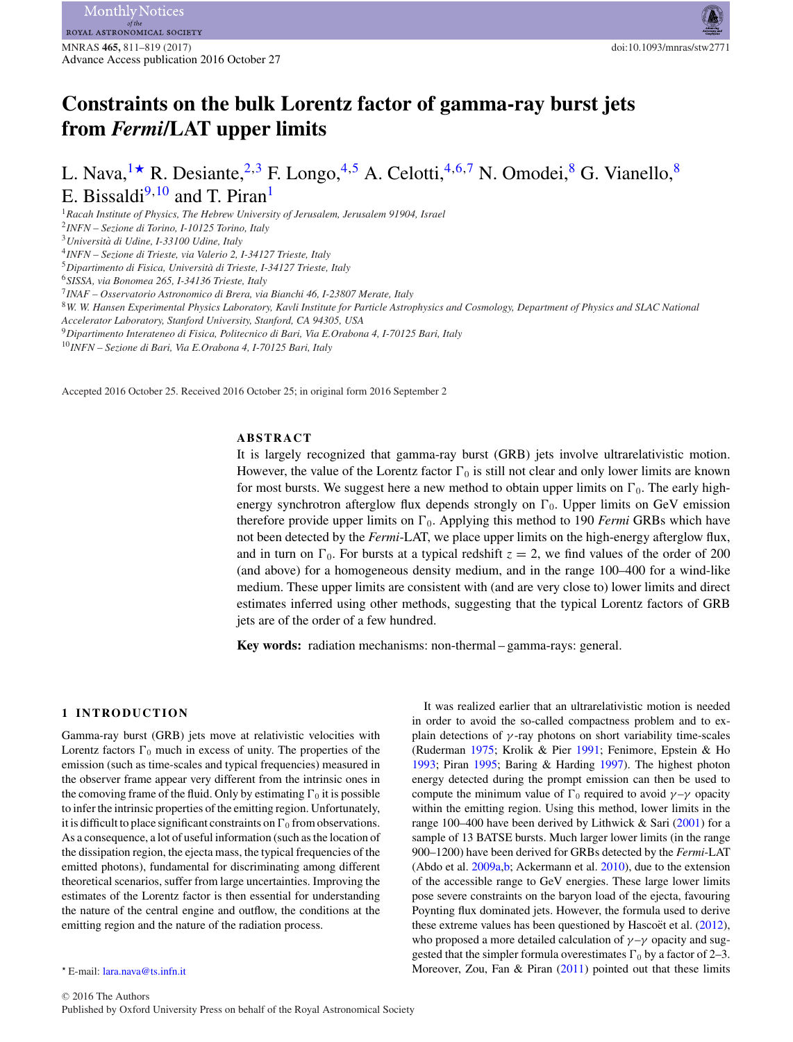# Constraints on the bulk Lorentz factor of gamma-ray burst jets from *Fermi*/LAT upper limits

L. Nava,[1★] R. Desiante,[2,3] F. Longo,[4,5] A. Celotti,[4,6,7] N. Omodei,[8] G. Vianello,[8] E. Bissaldi[9,10] and T. Piran[1]

[1] *Racah Institute of Physics, The Hebrew University of Jerusalem, Jerusalem 91904, Israel*
[2] *INFN – Sezione de Torino, I-10125 Torino, Italy*
[3] *Università di Udine, I-33100 Udine, Italy*
[4] *INFN – Sezione di Trieste, via Valerio 2, I-34127 Trieste, Italy*
[5] *Dipartimento di Fisica, Università di Trieste, I-34127 Trieste, Italy*
[6] *SISSA, via Bonomea 265, I-34136 Trieste, Italy*
[7] *INAF – Osservatorio Astronomico di Brera, via Bianchi 46, I-23807 Merate, Italy*
[8] *W. W. Hansen Experimental Physics Laboratory, Kavli Institute for Particle Astrophysics and Cosmology, Department of Physics and SLAC National Accelerator Laboratory, Stanford University, Stanford, CA 94305, USA*
[9] *Dipartimento Interateneo di Fisica, Politecnico di Bari, Via E.Orabona 4, I-70125 Bari, Italy*
[10] *INFN – Sezione di Bari, Via E.Orabona 4, I-70125 Bari, Italy*

Accepted 2016 October 25. Received 2016 October 25; in original form 2016 September 2

## ABSTRACT

It is largely recognized that gamma-ray burst (GRB) jets involve ultrarelativistic motion. However, the value of the Lorentz factor $\Gamma_0$ is still not clear and only lower limits are known for most bursts. We suggest here a new method to obtain upper limits on $\Gamma_0$. The early high-energy synchrotron afterglow flux depends strongly on $\Gamma_0$. Upper limits on GeV emission therefore provide upper limits on $\Gamma_0$. Applying this method to 190 *Fermi* GRBs which have not been detected by the *Fermi*-LAT, we place upper limits on the high-energy afterglow flux, and in turn on $\Gamma_0$. For bursts at a typical redshift $z = 2$, we find values of the order of 200 (and above) for a homogeneous density medium, and in the range 100–400 for a wind-like medium. These upper limits are consistent with (and are very close to) lower limits and direct estimates inferred using other methods, suggesting that the typical Lorentz factors of GRB jets are of the order of a few hundred.

**Key words:** radiation mechanisms: non-thermal – gamma-rays: general.

## 1 INTRODUCTION

Gamma-ray burst (GRB) jets move at relativistic velocities with Lorentz factors $\Gamma_0$ much in excess of unity. The properties of the emission (such as time-scales and typical frequencies) measured in the observer frame appear very different from the intrinsic ones in the comoving frame of the fluid. Only by estimating $\Gamma_0$ it is possible to infer the intrinsic properties of the emitting region. Unfortunately, it is difficult to place significant constraints on $\Gamma_0$ from observations. As a consequence, a lot of useful information (such as the location of the dissipation region, the ejecta mass, the typical frequencies of the emitted photons), fundamental for discriminating among different theoretical scenarios, suffer from large uncertainties. Improving the estimates of the Lorentz factor is then essential for understanding the nature of the central engine and outflow, the conditions at the emitting region and the nature of the radiation process.

It was realized earlier that an ultrarelativistic motion is needed in order to avoid the so-called compactness problem and to explain detections of $\gamma$-ray photons on short variability time-scales (Ruderman 1975; Krolik & Pier 1991; Fenimore, Epstein & Ho 1993; Piran 1995; Baring & Harding 1997). The highest photon energy detected during the prompt emission can then be used to compute the minimum value of $\Gamma_0$ required to avoid $\gamma$–$\gamma$ opacity within the emitting region. Using this method, lower limits in the range 100–400 have been derived by Lithwick & Sari (2001) for a sample of 13 BATSE bursts. Much larger lower limits (in the range 900–1200) have been derived for GRBs detected by the *Fermi*-LAT (Abdo et al. 2009a,b; Ackermann et al. 2010), due to the extension of the accessible range to GeV energies. These large lower limits pose severe constraints on the baryon load of the ejecta, favouring Poynting flux dominated jets. However, the formula used to derive these extreme values has been questioned by Hascoët et al. (2012), who proposed a more detailed calculation of $\gamma$–$\gamma$ opacity and suggested that the simpler formula overestimates $\Gamma_0$ by a factor of 2–3. Moreover, Zou, Fan & Piran (2011) pointed out that these limits

★ E-mail: lara.nava@ts.infn.it

© 2016 The Authors
Published by Oxford University Press on behalf of the Royal Astronomical Society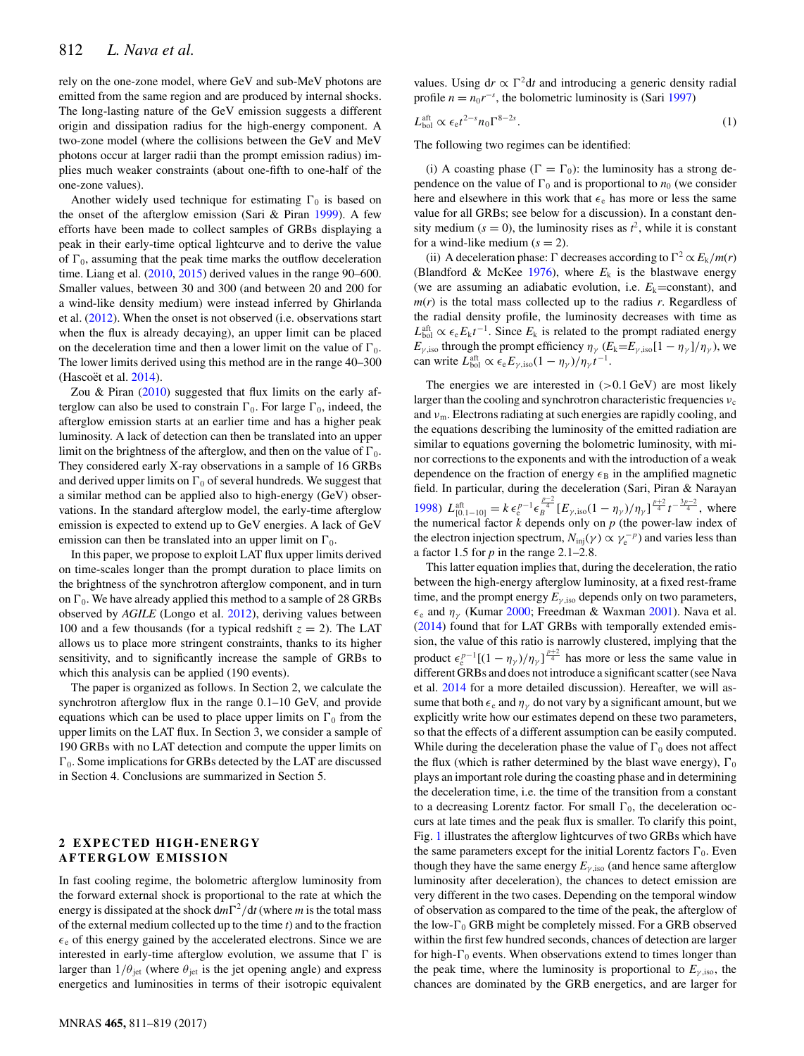rely on the one-zone model, where GeV and sub-MeV photons are emitted from the same region and are produced by internal shocks. The long-lasting nature of the GeV emission suggests a different origin and dissipation radius for the high-energy component. A two-zone model (where the collisions between the GeV and MeV photons occur at larger radii than the prompt emission radius) implies much weaker constraints (about one-fifth to one-half of the one-zone values).

Another widely used technique for estimating $\Gamma_0$ is based on the onset of the afterglow emission (Sari & Piran 1999). A few efforts have been made to collect samples of GRBs displaying a peak in their early-time optical lightcurve and to derive the value of $\Gamma_0$, assuming that the peak time marks the outflow deceleration time. Liang et al. (2010, 2015) derived values in the range 90–600. Smaller values, between 30 and 300 (and between 20 and 200 for a wind-like density medium) were instead inferred by Ghirlanda et al. (2012). When the onset is not observed (i.e. observations start when the flux is already decaying), an upper limit can be placed on the deceleration time and then a lower limit on the value of $\Gamma_0$. The lower limits derived using this method are in the range 40–300 (Hascoët et al. 2014).

Zou & Piran (2010) suggested that flux limits on the early afterglow can also be used to constrain $\Gamma_0$. For large $\Gamma_0$, indeed, the afterglow emission starts at an earlier time and has a higher peak luminosity. A lack of detection can then be translated into an upper limit on the brightness of the afterglow, and then on the value of $\Gamma_0$. They considered early X-ray observations in a sample of 16 GRBs and derived upper limits on $\Gamma_0$ of several hundreds. We suggest that a similar method can be applied also to high-energy (GeV) observations. In the standard afterglow model, the early-time afterglow emission is expected to extend up to GeV energies. A lack of GeV emission can then be translated into an upper limit on $\Gamma_0$.

In this paper, we propose to exploit LAT flux upper limits derived on time-scales longer than the prompt duration to place limits on the brightness of the synchrotron afterglow component, and in turn on $\Gamma_0$. We have already applied this method to a sample of 28 GRBs observed by *AGILE* (Longo et al. 2012), deriving values between 100 and a few thousands (for a typical redshift $z = 2$). The LAT allows us to place more stringent constraints, thanks to its higher sensitivity, and to significantly increase the sample of GRBs to which this analysis can be applied (190 events).

The paper is organized as follows. In Section 2, we calculate the synchrotron afterglow flux in the range 0.1–10 GeV, and provide equations which can be used to place upper limits on $\Gamma_0$ from the upper limits on the LAT flux. In Section 3, we consider a sample of 190 GRBs with no LAT detection and compute the upper limits on $\Gamma_0$. Some implications for GRBs detected by the LAT are discussed in Section 4. Conclusions are summarized in Section 5.

## 2 EXPECTED HIGH-ENERGY AFTERGLOW EMISSION

In fast cooling regime, the bolometric afterglow luminosity from the forward external shock is proportional to the rate at which the energy is dissipated at the shock $\mathrm{d}m\Gamma^2/\mathrm{d}t$ (where $m$ is the total mass of the external medium collected up to the time $t$) and to the fraction $\epsilon_\mathrm{e}$ of this energy gained by the accelerated electrons. Since we are interested in early-time afterglow evolution, we assume that $\Gamma$ is larger than $1/\theta_\mathrm{jet}$ (where $\theta_\mathrm{jet}$ is the jet opening angle) and express energetics and luminosities in terms of their isotropic equivalent values. Using $\mathrm{d}r \propto \Gamma^2\mathrm{d}t$ and introducing a generic density radial profile $n = n_0 r^{-s}$, the bolometric luminosity is (Sari 1997)

$$L^\mathrm{aft}_\mathrm{bol} \propto \epsilon_\mathrm{e} t^{2-s} n_0 \Gamma^{8-2s}. \tag{1}$$

The following two regimes can be identified:

(i) A coasting phase ($\Gamma = \Gamma_0$): the luminosity has a strong dependence on the value of $\Gamma_0$ and is proportional to $n_0$ (we consider here and elsewhere in this work that $\epsilon_\mathrm{e}$ has more or less the same value for all GRBs; see below for a discussion). In a constant density medium ($s = 0$), the luminosity rises as $t^2$, while it is constant for a wind-like medium ($s = 2$).

(ii) A deceleration phase: $\Gamma$ decreases according to $\Gamma^2 \propto E_\mathrm{k}/m(r)$ (Blandford & McKee 1976), where $E_\mathrm{k}$ is the blastwave energy (we are assuming an adiabatic evolution, i.e. $E_\mathrm{k}$=constant), and $m(r)$ is the total mass collected up to the radius $r$. Regardless of the radial density profile, the luminosity decreases with time as $L^\mathrm{aft}_\mathrm{bol} \propto \epsilon_\mathrm{e} E_\mathrm{k} t^{-1}$. Since $E_\mathrm{k}$ is related to the prompt radiated energy $E_{\gamma,\mathrm{iso}}$ through the prompt efficiency $\eta_\gamma$ ($E_\mathrm{k}$=$E_{\gamma,\mathrm{iso}}[1 - \eta_\gamma]/\eta_\gamma$), we can write $L^\mathrm{aft}_\mathrm{bol} \propto \epsilon_\mathrm{e} E_{\gamma,\mathrm{iso}}(1 - \eta_\gamma)/\eta_\gamma t^{-1}$.

The energies we are interested in (>0.1 GeV) are most likely larger than the cooling and synchrotron characteristic frequencies $\nu_\mathrm{c}$ and $\nu_\mathrm{m}$. Electrons radiating at such energies are rapidly cooling, and the equations describing the luminosity of the emitted radiation are similar to equations governing the bolometric luminosity, with minor corrections to the exponents and with the introduction of a weak dependence on the fraction of energy $\epsilon_\mathrm{B}$ in the amplified magnetic field. In particular, during the deceleration (Sari, Piran & Narayan 1998) $L^\mathrm{aft}_{[0.1-10]} = k\,\epsilon_\mathrm{e}^{p-1}\epsilon_B^{\frac{p-2}{4}}[E_{\gamma,\mathrm{iso}}(1 - \eta_\gamma)/\eta_\gamma]^{\frac{p+2}{4}} t^{-\frac{3p-2}{4}}$, where the numerical factor $k$ depends only on $p$ (the power-law index of the electron injection spectrum, $N_\mathrm{inj}(\gamma) \propto \gamma_\mathrm{e}^{-p}$) and varies less than a factor 1.5 for $p$ in the range 2.1–2.8.

This latter equation implies that, during the deceleration, the ratio between the high-energy afterglow luminosity, at a fixed rest-frame time, and the prompt energy $E_{\gamma,\mathrm{iso}}$ depends only on two parameters, $\epsilon_\mathrm{e}$ and $\eta_\gamma$ (Kumar 2000; Freedman & Waxman 2001). Nava et al. (2014) found that for LAT GRBs with temporally extended emission, the value of this ratio is narrowly clustered, implying that the product $\epsilon_\mathrm{e}^{p-1}[(1 - \eta_\gamma)/\eta_\gamma]^{\frac{p+2}{4}}$ has more or less the same value in different GRBs and does not introduce a significant scatter (see Nava et al. 2014 for a more detailed discussion). Hereafter, we will assume that both $\epsilon_\mathrm{e}$ and $\eta_\gamma$ do not vary by a significant amount, but we explicitly write how our estimates depend on these two parameters, so that the effects of a different assumption can be easily computed. While during the deceleration phase the value of $\Gamma_0$ does not affect the flux (which is rather determined by the blast wave energy), $\Gamma_0$ plays an important role during the coasting phase and in determining the deceleration time, i.e. the time of the transition from a constant to a decreasing Lorentz factor. For small $\Gamma_0$, the deceleration occurs at late times and the peak flux is smaller. To clarify this point, Fig. 1 illustrates the afterglow lightcurves of two GRBs which have the same parameters except for the initial Lorentz factors $\Gamma_0$. Even though they have the same energy $E_{\gamma,\mathrm{iso}}$ (and hence same afterglow luminosity after deceleration), the chances to detect emission are very different in the two cases. Depending on the temporal window of observation as compared to the time of the peak, the afterglow of the low-$\Gamma_0$ GRB might be completely missed. For a GRB observed within the first few hundred seconds, chances of detection are larger for high-$\Gamma_0$ events. When observations extend to times longer than the peak time, where the luminosity is proportional to $E_{\gamma,\mathrm{iso}}$, the chances are dominated by the GRB energetics, and are larger for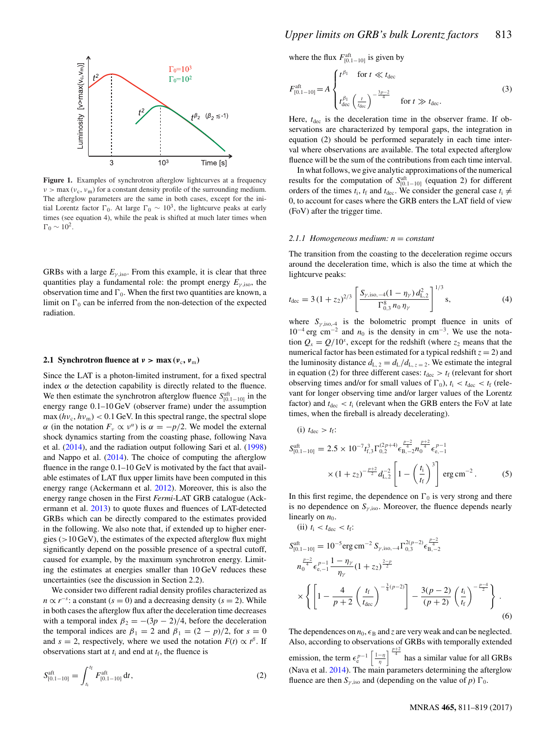Figure 1. Examples of synchrotron afterglow lightcurves at a frequency $\nu > \max(\nu_c, \nu_m)$ for a constant density profile of the surrounding medium. The afterglow parameters are the same in both cases, except for the initial Lorentz factor $\Gamma_0$. At large $\Gamma_0 \sim 10^3$, the lightcurve peaks at early times (see equation 4), while the peak is shifted at much later times when $\Gamma_0 \sim 10^2$.

GRBs with a large $E_{\gamma,\rm iso}$. From this example, it is clear that three quantities play a fundamental role: the prompt energy $E_{\gamma,\rm iso}$, the observation time and $\Gamma_0$. When the first two quantities are known, a limit on $\Gamma_0$ can be inferred from the non-detection of the expected radiation.

## 2.1 Synchrotron fluence at $\nu > \max(\nu_c, \nu_m)$

Since the LAT is a photon-limited instrument, for a fixed spectral index $\alpha$ the detection capability is directly related to the fluence. We then estimate the synchrotron afterglow fluence $S^{\rm aft}_{[0.1-10]}$ in the energy range 0.1–10 GeV (observer frame) under the assumption $\max(h\nu_c, h\nu_m) < 0.1$ GeV. In this spectral range, the spectral slope $\alpha$ (in the notation $F_\nu \propto \nu^\alpha$) is $\alpha = -p/2$. We model the external shock dynamics starting from the coasting phase, following Nava et al. (2014), and the radiation output following Sari et al. (1998) and Nappo et al. (2014). The choice of computing the afterglow fluence in the range 0.1–10 GeV is motivated by the fact that available estimates of LAT flux upper limits have been computed in this energy range (Ackermann et al. 2012). Moreover, this is also the energy range chosen in the First *Fermi*-LAT GRB catalogue (Ackermann et al. 2013) to quote fluxes and fluences of LAT-detected GRBs which can be directly compared to the estimates provided in the following. We also note that, if extended up to higher energies (>10 GeV), the estimates of the expected afterglow flux might significantly depend on the possible presence of a spectral cutoff, caused for example, by the maximum synchrotron energy. Limiting the estimates at energies smaller than 10 GeV reduces these uncertainties (see the discussion in Section 2.2).

We consider two different radial density profiles characterized as $n \propto r^{-s}$: a constant ($s = 0$) and a decreasing density ($s = 2$). While in both cases the afterglow flux after the deceleration time decreases with a temporal index $\beta_2 = -(3p - 2)/4$, before the deceleration the temporal indices are $\beta_1 = 2$ and $\beta_1 = (2 - p)/2$, for $s = 0$ and $s = 2$, respectively, where we used the notation $F(t) \propto t^\beta$. If observations start at $t_i$ and end at $t_f$, the fluence is

$$S^{\rm aft}_{[0.1-10]} = \int_{t_i}^{t_f} F^{\rm aft}_{[0.1-10]}\,{\rm d}t, \tag{2}$$

where the flux $F^{\rm aft}_{[0.1-10]}$ is given by

$$F^{\rm aft}_{[0.1-10]} = A \begin{cases} t^{\beta_1} & \text{for } t \ll t_{\rm dec} \\ t^{\beta_1}_{\rm dec}\left(\frac{t}{t_{\rm dec}}\right)^{-\frac{3p-2}{4}} & \text{for } t \gg t_{\rm dec}. \end{cases} \tag{3}$$

Here, $t_{\rm dec}$ is the deceleration time in the observer frame. If observations are characterized by temporal gaps, the integration in equation (2) should be performed separately in each time interval where observations are available. The total expected afterglow fluence will be the sum of the contributions from each time interval.

In what follows, we give analytic approximations of the numerical results for the computation of $S^{\rm aft}_{[0.1-10]}$ (equation 2) for different orders of the times $t_i$, $t_f$ and $t_{\rm dec}$. We consider the general case $t_i \neq 0$, to account for cases where the GRB enters the LAT field of view (FoV) after the trigger time.

### 2.1.1 Homogeneous medium: $n$ = constant

The transition from the coasting to the deceleration regime occurs around the deceleration time, which is also the time at which the lightcurve peaks:

$$t_{\rm dec} = 3\,(1+z_2)^{2/3}\left[\frac{S_{\gamma,{\rm iso},-4}(1-\eta_\gamma)\,d^2_{\rm L,2}}{\Gamma^8_{0,3}\,n_0\,\eta_\gamma}\right]^{1/3}\ {\rm s}, \tag{4}$$

where $S_{\gamma,{\rm iso},-4}$ is the bolometric prompt fluence in units of $10^{-4}$ erg cm$^{-2}$ and $n_0$ is the density in cm$^{-3}$. We use the notation $Q_x = Q/10^x$, except for the redshift (where $z_2$ means that the numerical factor has been estimated for a typical redshift $z = 2$) and the luminosity distance $d_{\rm L,2} = d_{\rm L}/d_{{\rm L},z=2}$. We estimate the integral in equation (2) for three different cases: $t_{\rm dec} > t_f$ (relevant for short observing times and/or for small values of $\Gamma_0$), $t_i < t_{\rm dec} < t_f$ (relevant for longer observing time and/or larger values of the Lorentz factor) and $t_{\rm dec} < t_i$ (relevant when the GRB enters the FoV at late times, when the fireball is already decelerating).

(i) $t_{\rm dec} > t_f$:

$$S^{\rm aft}_{[0.1-10]} = 2.5\times10^{-7} t^3_{f,3}\Gamma^{(2p+4)}_{0,2}\epsilon^{\frac{p-2}{4}}_{{\rm B},-2} n_0^{\frac{p+2}{4}}\epsilon^{p-1}_{{\rm e},-1} \times (1+z_2)^{-\frac{p+2}{2}} d^{-2}_{\rm L,2}\left[1-\left(\frac{t_i}{t_f}\right)^3\right]\ {\rm erg\,cm^{-2}}. \tag{5}$$

In this first regime, the dependence on $\Gamma_0$ is very strong and there is no dependence on $S_{\gamma,\rm iso}$. Moreover, the fluence depends nearly linearly on $n_0$.

(ii) $t_i < t_{\rm dec} < t_f$:

$$S^{\rm aft}_{[0.1-10]} = 10^{-5}{\rm erg\,cm^{-2}}\,S_{\gamma,{\rm iso},-4}\Gamma^{2(p-2)}_{0,3}\epsilon^{\frac{p-2}{4}}_{{\rm B},-2} n_0^{\frac{p-2}{4}}\epsilon^{p-1}_{{\rm e},-1}\frac{1-\eta_\gamma}{\eta_\gamma}(1+z_2)^{\frac{2-p}{2}} \times\left\{\left[1-\frac{4}{p+2}\left(\frac{t_f}{t_{\rm dec}}\right)^{-\frac{3}{4}(p-2)}\right]-\frac{3(p-2)}{(p+2)}\left(\frac{t_i}{t_f}\right)^{-\frac{p-4}{2}}\right\}. \tag{6}$$

The dependences on $n_0$, $\epsilon_{\rm B}$ and $z$ are very weak and can be neglected. Also, according to observations of GRBs with temporally extended emission, the term $\epsilon_{\rm e}^{p-1}\left[\frac{1-\eta}{\eta}\right]^{\frac{p+2}{4}}$ has a similar value for all GRBs (Nava et al. 2014). The main parameters determining the afterglow fluence are then $S_{\gamma,\rm iso}$ and (depending on the value of $p$) $\Gamma_0$.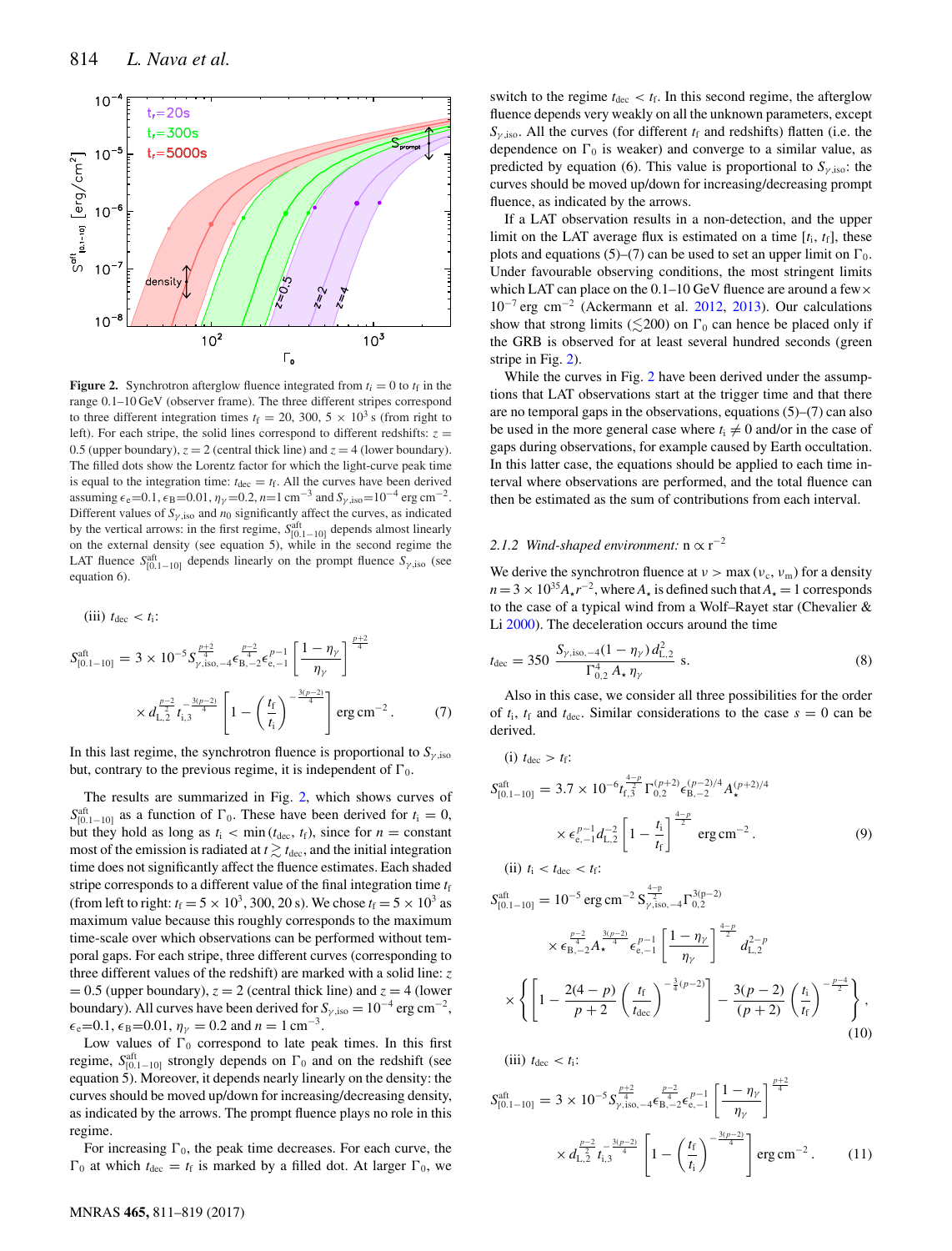**Figure 2.** Synchrotron afterglow fluence integrated from $t_i = 0$ to $t_f$ in the range 0.1–10 GeV (observer frame). The three different stripes correspond to three different integration times $t_f = 20$, 300, $5 \times 10^3$ s (from right to left). For each stripe, the solid lines correspond to different redshifts: $z = 0.5$ (upper boundary), $z = 2$ (central thick line) and $z = 4$ (lower boundary). The filled dots show the Lorentz factor for which the light-curve peak time is equal to the integration time: $t_{dec} = t_f$. All the curves have been derived assuming $\epsilon_e$=0.1, $\epsilon_B$=0.01, $\eta_\gamma$=0.2, $n$=1 cm$^{-3}$ and $S_{\gamma,iso}$=$10^{-4}$ erg cm$^{-2}$. Different values of $S_{\gamma,iso}$ and $n_0$ significantly affect the curves, as indicated by the vertical arrows: in the first regime, $S^{aft}_{[0.1-10]}$ depends almost linearly on the external density (see equation 5), while in the second regime the LAT fluence $S^{aft}_{[0.1-10]}$ depends linearly on the prompt fluence $S_{\gamma,iso}$ (see equation 6).

(iii) $t_{dec} < t_i$:

$$S^{aft}_{[0.1-10]} = 3 \times 10^{-5} S_{\gamma,iso,-4}^{\frac{p+2}{4}} \epsilon_{B,-2}^{\frac{p-2}{4}} \epsilon_{e,-1}^{p-1} \left[\frac{1-\eta_\gamma}{\eta_\gamma}\right]^{\frac{p+2}{4}}$$
$$\times\, d_{L,2}^{\frac{p-2}{2}}\, t_{i,3}^{-\frac{3(p-2)}{4}} \left[1 - \left(\frac{t_f}{t_i}\right)^{-\frac{3(p-2)}{4}}\right] \text{erg cm}^{-2}. \quad (7)$$

In this last regime, the synchrotron fluence is proportional to $S_{\gamma,iso}$ but, contrary to the previous regime, it is independent of $\Gamma_0$.

The results are summarized in Fig. 2, which shows curves of $S^{aft}_{[0.1-10]}$ as a function of $\Gamma_0$. These have been derived for $t_i = 0$, but they hold as long as $t_i < \min(t_{dec}, t_f)$, since for $n$ = constant most of the emission is radiated at $t \gtrsim t_{dec}$, and the initial integration time does not significantly affect the fluence estimates. Each shaded stripe corresponds to a different value of the final integration time $t_f$ (from left to right: $t_f = 5 \times 10^3$, 300, 20 s). We chose $t_f = 5 \times 10^3$ as maximum value because this roughly corresponds to the maximum time-scale over which observations can be performed without temporal gaps. For each stripe, three different curves (corresponding to three different values of the redshift) are marked with a solid line: $z = 0.5$ (upper boundary), $z = 2$ (central thick line) and $z = 4$ (lower boundary). All curves have been derived for $S_{\gamma,iso} = 10^{-4}$ erg cm$^{-2}$, $\epsilon_e$=0.1, $\epsilon_B$=0.01, $\eta_\gamma$ = 0.2 and $n$ = 1 cm$^{-3}$.

Low values of $\Gamma_0$ correspond to late peak times. In this first regime, $S^{aft}_{[0.1-10]}$ strongly depends on $\Gamma_0$ and on the redshift (see equation 5). Moreover, it depends nearly linearly on the density: the curves should be moved up/down for increasing/decreasing density, as indicated by the arrows. The prompt fluence plays no role in this regime.

For increasing $\Gamma_0$, the peak time decreases. For each curve, the $\Gamma_0$ at which $t_{dec} = t_f$ is marked by a filled dot. At larger $\Gamma_0$, we switch to the regime $t_{dec} < t_f$. In this second regime, the afterglow fluence depends very weakly on all the unknown parameters, except $S_{\gamma,iso}$. All the curves (for different $t_f$ and redshifts) flatten (i.e. the dependence on $\Gamma_0$ is weaker) and converge to a similar value, as predicted by equation (6). This value is proportional to $S_{\gamma,iso}$: the curves should be moved up/down for increasing/decreasing prompt fluence, as indicated by the arrows.

If a LAT observation results in a non-detection, and the upper limit on the LAT average flux is estimated on a time [$t_i$, $t_f$], these plots and equations (5)–(7) can be used to set an upper limit on $\Gamma_0$. Under favourable observing conditions, the most stringent limits which LAT can place on the 0.1–10 GeV fluence are around a few $\times$ $10^{-7}$ erg cm$^{-2}$ (Ackermann et al. 2012, 2013). Our calculations show that strong limits ($\lesssim$200) on $\Gamma_0$ can hence be placed only if the GRB is observed for at least several hundred seconds (green stripe in Fig. 2).

While the curves in Fig. 2 have been derived under the assumptions that LAT observations start at the trigger time and that there are no temporal gaps in the observations, equations (5)–(7) can also be used in the more general case where $t_i \neq 0$ and/or in the case of gaps during observations, for example caused by Earth occultation. In this latter case, the equations should be applied to each time interval where observations are performed, and the total fluence can then be estimated as the sum of contributions from each interval.

### 2.1.2 *Wind-shaped environment:* $n \propto r^{-2}$

We derive the synchrotron fluence at $\nu > \max(\nu_c, \nu_m)$ for a density $n = 3 \times 10^{35} A_\star r^{-2}$, where $A_\star$ is defined such that $A_\star = 1$ corresponds to the case of a typical wind from a Wolf–Rayet star (Chevalier & Li 2000). The deceleration occurs around the time

$$t_{dec} = 350\, \frac{S_{\gamma,iso,-4}(1-\eta_\gamma)\, d_{L,2}^2}{\Gamma_{0,2}^4\, A_\star\, \eta_\gamma} \text{ s}. \quad (8)$$

Also in this case, we consider all three possibilities for the order of $t_i$, $t_f$ and $t_{dec}$. Similar considerations to the case $s = 0$ can be derived.

(i) $t_{dec} > t_f$:

$$S^{aft}_{[0.1-10]} = 3.7 \times 10^{-6} t_{f,3}^{\frac{4-p}{2}}\, \Gamma_{0,2}^{(p+2)}\, \epsilon_{B,-2}^{(p-2)/4} A_\star^{(p+2)/4}$$
$$\times\, \epsilon_{e,-1}^{p-1} d_{L,2}^{-2} \left[1 - \frac{t_i}{t_f}\right]^{\frac{4-p}{2}} \text{erg cm}^{-2}. \quad (9)$$

(ii) $t_i < t_{dec} < t_f$:

$$S^{aft}_{[0.1-10]} = 10^{-5} \text{ erg cm}^{-2}\, S_{\gamma,iso,-4}^{\frac{4-p}{2}} \Gamma_{0,2}^{3(p-2)}$$
$$\times\, \epsilon_{B,-2}^{\frac{p-2}{4}} A_\star^{\frac{3(p-2)}{4}} \epsilon_{e,-1}^{p-1} \left[\frac{1-\eta_\gamma}{\eta_\gamma}\right]^{\frac{4-p}{2}} d_{L,2}^{2-p}$$
$$\times \left\{\left[1 - \frac{2(4-p)}{p+2}\left(\frac{t_f}{t_{dec}}\right)^{-\frac{3}{4}(p-2)}\right] - \frac{3(p-2)}{(p+2)}\left(\frac{t_i}{t_f}\right)^{-\frac{p-4}{2}}\right\}, \quad (10)$$

(iii) $t_{dec} < t_i$:

$$S^{aft}_{[0.1-10]} = 3 \times 10^{-5} S_{\gamma,iso,-4}^{\frac{p+2}{4}} \epsilon_{B,-2}^{\frac{p-2}{4}} \epsilon_{e,-1}^{p-1} \left[\frac{1-\eta_\gamma}{\eta_\gamma}\right]^{\frac{p+2}{4}}$$
$$\times\, d_{L,2}^{\frac{p-2}{2}}\, t_{i,3}^{-\frac{3(p-2)}{4}} \left[1 - \left(\frac{t_f}{t_i}\right)^{-\frac{3(p-2)}{4}}\right] \text{erg cm}^{-2}. \quad (11)$$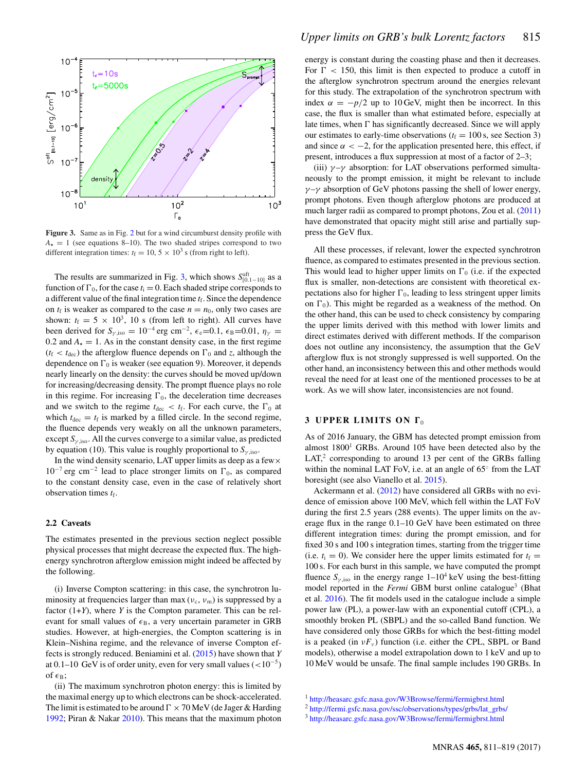**Figure 3.** Same as in Fig. 2 but for a wind circumburst density profile with $A_\star = 1$ (see equations 8–10). The two shaded stripes correspond to two different integration times: $t_\mathrm{f} = 10$, $5 \times 10^3$ s (from right to left).

The results are summarized in Fig. 3, which shows $S^{\mathrm{aft}}_{[0.1-10]}$ as a function of $\Gamma_0$, for the case $t_\mathrm{i} = 0$. Each shaded stripe corresponds to a different value of the final integration time $t_\mathrm{f}$. Since the dependence on $t_\mathrm{f}$ is weaker as compared to the case $n = n_0$, only two cases are shown: $t_\mathrm{f} = 5 \times 10^3$, 10 s (from left to right). All curves have been derived for $S_{\gamma,\mathrm{iso}} = 10^{-4}$ erg cm$^{-2}$, $\epsilon_\mathrm{e}$=0.1, $\epsilon_\mathrm{B}$=0.01, $\eta_\gamma$ = 0.2 and $A_\star = 1$. As in the constant density case, in the first regime ($t_\mathrm{f} < t_\mathrm{dec}$) the afterglow fluence depends on $\Gamma_0$ and $z$, although the dependence on $\Gamma_0$ is weaker (see equation 9). Moreover, it depends nearly linearly on the density: the curves should be moved up/down for increasing/decreasing density. The prompt fluence plays no role in this regime. For increasing $\Gamma_0$, the deceleration time decreases and we switch to the regime $t_\mathrm{dec} < t_\mathrm{f}$. For each curve, the $\Gamma_0$ at which $t_\mathrm{dec} = t_\mathrm{f}$ is marked by a filled circle. In the second regime, the fluence depends very weakly on all the unknown parameters, except $S_{\gamma,\mathrm{iso}}$. All the curves converge to a similar value, as predicted by equation (10). This value is roughly proportional to $S_{\gamma,\mathrm{iso}}$.

In the wind density scenario, LAT upper limits as deep as a few$\times 10^{-7}$ erg cm$^{-2}$ lead to place stronger limits on $\Gamma_0$, as compared to the constant density case, even in the case of relatively short observation times $t_\mathrm{f}$.

### 2.2 Caveats

The estimates presented in the previous section neglect possible physical processes that might decrease the expected flux. The high-energy synchrotron afterglow emission might indeed be affected by the following.

(i) Inverse Compton scattering: in this case, the synchrotron luminosity at frequencies larger than max ($\nu_\mathrm{c}$, $\nu_\mathrm{m}$) is suppressed by a factor (1+$Y$), where $Y$ is the Compton parameter. This can be relevant for small values of $\epsilon_\mathrm{B}$, a very uncertain parameter in GRB studies. However, at high-energies, the Compton scattering is in Klein–Nishina regime, and the relevance of inverse Compton effects is strongly reduced. Beniamini et al. (2015) have shown that $Y$ at 0.1–10 GeV is of order unity, even for very small values ($<10^{-5}$) of $\epsilon_\mathrm{B}$;

(ii) The maximum synchrotron photon energy: this is limited by the maximal energy up to which electrons can be shock-accelerated. The limit is estimated to be around $\Gamma \times 70$ MeV (de Jager & Harding 1992; Piran & Nakar 2010). This means that the maximum photon energy is constant during the coasting phase and then it decreases. For $\Gamma < 150$, this limit is then expected to produce a cutoff in the afterglow synchrotron spectrum around the energies relevant for this study. The extrapolation of the synchrotron spectrum with index $\alpha = -p/2$ up to 10 GeV, might then be incorrect. In this case, the flux is smaller than what estimated before, especially at late times, when $\Gamma$ has significantly decreased. Since we will apply our estimates to early-time observations ($t_\mathrm{f} = 100$ s, see Section 3) and since $\alpha < -2$, for the application presented here, this effect, if present, introduces a flux suppression at most of a factor of 2–3;

(iii) $\gamma$–$\gamma$ absorption: for LAT observations performed simultaneously to the prompt emission, it might be relevant to include $\gamma$–$\gamma$ absorption of GeV photons passing the shell of lower energy, prompt photons. Even though afterglow photons are produced at much larger radii as compared to prompt photons, Zou et al. (2011) have demonstrated that opacity might still arise and partially suppress the GeV flux.

All these processes, if relevant, lower the expected synchrotron fluence, as compared to estimates presented in the previous section. This would lead to higher upper limits on $\Gamma_0$ (i.e. if the expected flux is smaller, non-detections are consistent with theoretical expectations also for higher $\Gamma_0$, leading to less stringent upper limits on $\Gamma_0$). This might be regarded as a weakness of the method. On the other hand, this can be used to check consistency by comparing the upper limits derived with this method with lower limits and direct estimates derived with different methods. If the comparison does not outline any inconsistency, the assumption that the GeV afterglow flux is not strongly suppressed is well supported. On the other hand, an inconsistency between this and other methods would reveal the need for at least one of the mentioned processes to be at work. As we will show later, inconsistencies are not found.

## 3 UPPER LIMITS ON $\Gamma_0$

As of 2016 January, the GBM has detected prompt emission from almost 1800[1] GRBs. Around 105 have been detected also by the LAT,[2] corresponding to around 13 per cent of the GRBs falling within the nominal LAT FoV, i.e. at an angle of 65° from the LAT boresight (see also Vianello et al. 2015).

Ackermann et al. (2012) have considered all GRBs with no evidence of emission above 100 MeV, which fell within the LAT FoV during the first 2.5 years (288 events). The upper limits on the average flux in the range 0.1–10 GeV have been estimated on three different integration times: during the prompt emission, and for fixed 30 s and 100 s integration times, starting from the trigger time (i.e. $t_\mathrm{i} = 0$). We consider here the upper limits estimated for $t_\mathrm{f}$ = 100 s. For each burst in this sample, we have computed the prompt fluence $S_{\gamma,\mathrm{iso}}$ in the energy range 1–$10^4$ keV using the best-fitting model reported in the *Fermi* GBM burst online catalogue[3] (Bhat et al. 2016). The fit models used in the catalogue include a simple power law (PL), a power-law with an exponential cutoff (CPL), a smoothly broken PL (SBPL) and the so-called Band function. We have considered only those GRBs for which the best-fitting model is a peaked (in $\nu F_\nu$) function (i.e. either the CPL, SBPL or Band models), otherwise a model extrapolation down to 1 keV and up to 10 MeV would be unsafe. The final sample includes 190 GRBs. In

[1] http://heasarc.gsfc.nasa.gov/W3Browse/fermi/fermigbrst.html
[2] http://fermi.gsfc.nasa.gov/ssc/observations/types/grbs/lat_grbs/
[3] http://heasarc.gsfc.nasa.gov/W3Browse/fermi/fermigbrst.html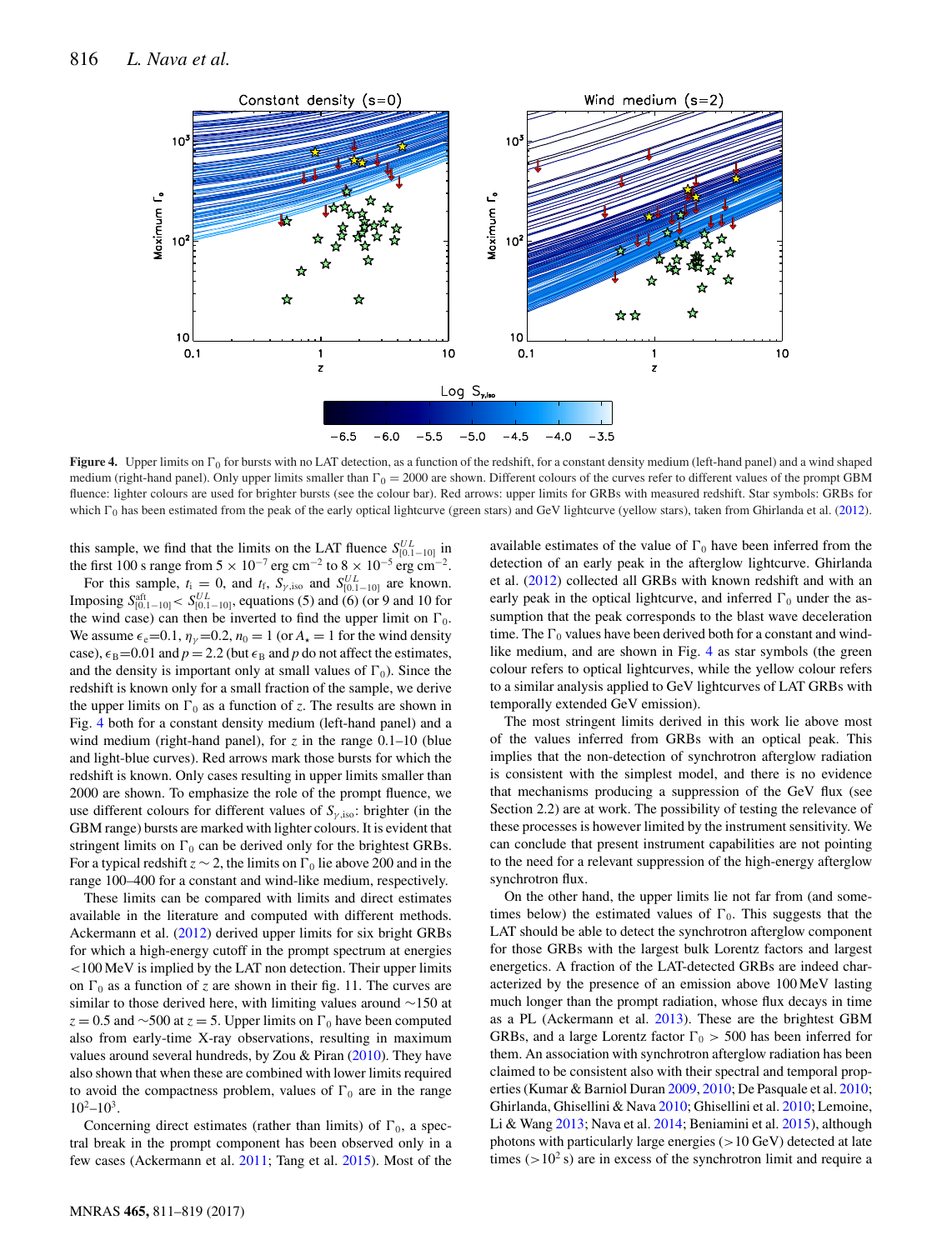**Figure 4.** Upper limits on $\Gamma_0$ for bursts with no LAT detection, as a function of the redshift, for a constant density medium (left-hand panel) and a wind shaped medium (right-hand panel). Only upper limits smaller than $\Gamma_0 = 2000$ are shown. Different colours of the curves refer to different values of the prompt GBM fluence: lighter colours are used for brighter bursts (see the colour bar). Red arrows: upper limits for GRBs with measured redshift. Star symbols: GRBs for which $\Gamma_0$ has been estimated from the peak of the early optical lightcurve (green stars) and GeV lightcurve (yellow stars), taken from Ghirlanda et al. (2012).

this sample, we find that the limits on the LAT fluence $S^{UL}_{[0.1-10]}$ in the first 100 s range from $5 \times 10^{-7}$ erg cm$^{-2}$ to $8 \times 10^{-5}$ erg cm$^{-2}$.

For this sample, $t_i = 0$, and $t_f$, $S_{\gamma,\rm iso}$ and $S^{UL}_{[0.1-10]}$ are known. Imposing $S^{\rm aft}_{[0.1-10]} < S^{UL}_{[0.1-10]}$, equations (5) and (6) (or 9 and 10 for the wind case) can then be inverted to find the upper limit on $\Gamma_0$. We assume $\epsilon_e$=0.1, $\eta_\gamma$=0.2, $n_0 = 1$ (or $A_\star = 1$ for the wind density case), $\epsilon_B$=0.01 and $p = 2.2$ (but $\epsilon_B$ and $p$ do not affect the estimates, and the density is important only at small values of $\Gamma_0$). Since the redshift is known only for a small fraction of the sample, we derive the upper limits on $\Gamma_0$ as a function of $z$. The results are shown in Fig. 4 both for a constant density medium (left-hand panel) and a wind medium (right-hand panel), for $z$ in the range 0.1–10 (blue and light-blue curves). Red arrows mark those bursts for which the redshift is known. Only cases resulting in upper limits smaller than 2000 are shown. To emphasize the role of the prompt fluence, we use different colours for different values of $S_{\gamma,\rm iso}$: brighter (in the GBM range) bursts are marked with lighter colours. It is evident that stringent limits on $\Gamma_0$ can be derived only for the brightest GRBs. For a typical redshift $z \sim 2$, the limits on $\Gamma_0$ lie above 200 and in the range 100–400 for a constant and wind-like medium, respectively.

These limits can be compared with limits and direct estimates available in the literature and computed with different methods. Ackermann et al. (2012) derived upper limits for six bright GRBs for which a high-energy cutoff in the prompt spectrum at energies <100 MeV is implied by the LAT non detection. Their upper limits on $\Gamma_0$ as a function of $z$ are shown in their fig. 11. The curves are similar to those derived here, with limiting values around ~150 at $z = 0.5$ and ~500 at $z = 5$. Upper limits on $\Gamma_0$ have been computed also from early-time X-ray observations, resulting in maximum values around several hundreds, by Zou & Piran (2010). They have also shown that when these are combined with lower limits required to avoid the compactness problem, values of $\Gamma_0$ are in the range $10^2$–$10^3$.

Concerning direct estimates (rather than limits) of $\Gamma_0$, a spectral break in the prompt component has been observed only in a few cases (Ackermann et al. 2011; Tang et al. 2015). Most of the available estimates of the value of $\Gamma_0$ have been inferred from the detection of an early peak in the afterglow lightcurve. Ghirlanda et al. (2012) collected all GRBs with known redshift and with an early peak in the optical lightcurve, and inferred $\Gamma_0$ under the assumption that the peak corresponds to the blast wave deceleration time. The $\Gamma_0$ values have been derived both for a constant and wind-like medium, and are shown in Fig. 4 as star symbols (the green colour refers to optical lightcurves, while the yellow colour refers to a similar analysis applied to GeV lightcurves of LAT GRBs with temporally extended GeV emission).

The most stringent limits derived in this work lie above most of the values inferred from GRBs with an optical peak. This implies that the non-detection of synchrotron afterglow radiation is consistent with the simplest model, and there is no evidence that mechanisms producing a suppression of the GeV flux (see Section 2.2) are at work. The possibility of testing the relevance of these processes is however limited by the instrument sensitivity. We can conclude that present instrument capabilities are not pointing to the need for a relevant suppression of the high-energy afterglow synchrotron flux.

On the other hand, the upper limits lie not far from (and sometimes below) the estimated values of $\Gamma_0$. This suggests that the LAT should be able to detect the synchrotron afterglow component for those GRBs with the largest bulk Lorentz factors and largest energetics. A fraction of the LAT-detected GRBs are indeed characterized by the presence of an emission above 100 MeV lasting much longer than the prompt radiation, whose flux decays in time as a PL (Ackermann et al. 2013). These are the brightest GBM GRBs, and a large Lorentz factor $\Gamma_0 > 500$ has been inferred for them. An association with synchrotron afterglow radiation has been claimed to be consistent also with their spectral and temporal properties (Kumar & Barniol Duran 2009, 2010; De Pasquale et al. 2010; Ghirlanda, Ghisellini & Nava 2010; Ghisellini et al. 2010; Lemoine, Li & Wang 2013; Nava et al. 2014; Beniamini et al. 2015), although photons with particularly large energies (>10 GeV) detected at late times (>$10^2$ s) are in excess of the synchrotron limit and require a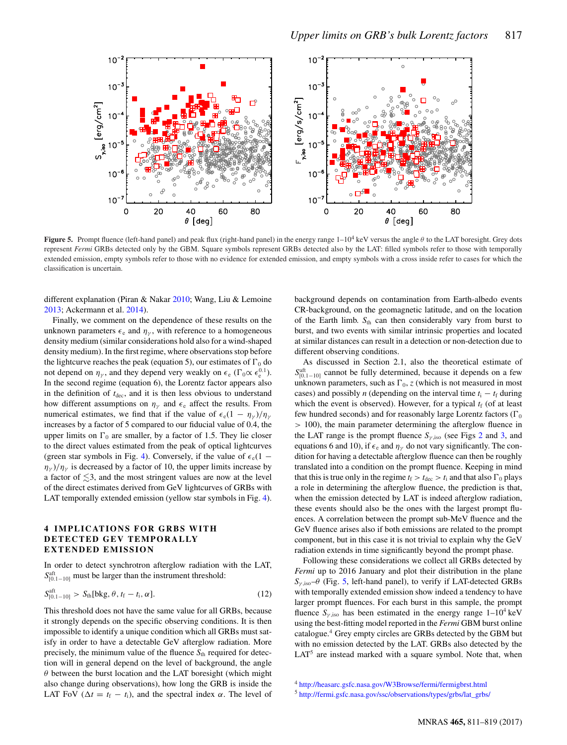**Figure 5.** Prompt fluence (left-hand panel) and peak flux (right-hand panel) in the energy range 1–$10^4$ keV versus the angle $\theta$ to the LAT boresight. Grey dots represent *Fermi* GRBs detected only by the GBM. Square symbols represent GRBs detected also by the LAT: filled symbols refer to those with temporally extended emission, empty symbols refer to those with no evidence for extended emission, and empty symbols with a cross inside refer to cases for which the classification is uncertain.

different explanation (Piran & Nakar 2010; Wang, Liu & Lemoine 2013; Ackermann et al. 2014).

Finally, we comment on the dependence of these results on the unknown parameters $\epsilon_e$ and $\eta_\gamma$, with reference to a homogeneous density medium (similar considerations hold also for a wind-shaped density medium). In the first regime, where observations stop before the lightcurve reaches the peak (equation 5), our estimates of $\Gamma_0$ do not depend on $\eta_\gamma$, and they depend very weakly on $\epsilon_e$ ($\Gamma_0 \propto \epsilon_e^{0.1}$). In the second regime (equation 6), the Lorentz factor appears also in the definition of $t_{\rm dec}$, and it is then less obvious to understand how different assumptions on $\eta_\gamma$ and $\epsilon_e$ affect the results. From numerical estimates, we find that if the value of $\epsilon_e(1 - \eta_\gamma)/\eta_\gamma$ increases by a factor of 5 compared to our fiducial value of 0.4, the upper limits on $\Gamma_0$ are smaller, by a factor of 1.5. They lie closer to the direct values estimated from the peak of optical lightcurves (green star symbols in Fig. 4). Conversely, if the value of $\epsilon_e(1 - \eta_\gamma)/\eta_\gamma$ is decreased by a factor of 10, the upper limits increase by a factor of $\lesssim 3$, and the most stringent values are now at the level of the direct estimates derived from GeV lightcurves of GRBs with LAT temporally extended emission (yellow star symbols in Fig. 4).

## 4 IMPLICATIONS FOR GRBS WITH DETECTED GEV TEMPORALLY EXTENDED EMISSION

In order to detect synchrotron afterglow radiation with the LAT, $S^{\rm aft}_{[0.1-10]}$ must be larger than the instrument threshold:

$$S^{\rm aft}_{[0.1-10]} > S_{\rm th}[{\rm bkg}, \theta, t_{\rm f} - t_{\rm i}, \alpha]. \qquad (12)$$

This threshold does not have the same value for all GRBs, because it strongly depends on the specific observing conditions. It is then impossible to identify a unique condition which all GRBs must satisfy in order to have a detectable GeV afterglow radiation. More precisely, the minimum value of the fluence $S_{\rm th}$ required for detection will in general depend on the level of background, the angle $\theta$ between the burst location and the LAT boresight (which might also change during observations), how long the GRB is inside the LAT FoV ($\Delta t = t_{\rm f} - t_{\rm i}$), and the spectral index $\alpha$. The level of background depends on contamination from Earth-albedo events CR-background, on the geomagnetic latitude, and on the location of the Earth limb. $S_{\rm th}$ can then considerably vary from burst to burst, and two events with similar intrinsic properties and located at similar distances can result in a detection or non-detection due to different observing conditions.

As discussed in Section 2.1, also the theoretical estimate of $S^{\rm aft}_{[0.1-10]}$ cannot be fully determined, because it depends on a few unknown parameters, such as $\Gamma_0$, $z$ (which is not measured in most cases) and possibly $n$ (depending on the interval time $t_{\rm i} - t_{\rm f}$ during which the event is observed). However, for a typical $t_{\rm f}$ (of at least few hundred seconds) and for reasonably large Lorentz factors ($\Gamma_0 > 100$), the main parameter determining the afterglow fluence in the LAT range is the prompt fluence $S_{\gamma,{\rm iso}}$ (see Figs 2 and 3, and equations 6 and 10), if $\epsilon_e$ and $\eta_\gamma$ do not vary significantly. The condition for having a detectable afterglow fluence can then be roughly translated into a condition on the prompt fluence. Keeping in mind that this is true only in the regime $t_{\rm f} > t_{\rm dec} > t_{\rm i}$ and that also $\Gamma_0$ plays a role in determining the afterglow fluence, the prediction is that, when the emission detected by LAT is indeed afterglow radiation, these events should also be the ones with the largest prompt fluences. A correlation between the prompt sub-MeV fluence and the GeV fluence arises also if both emissions are related to the prompt component, but in this case it is not trivial to explain why the GeV radiation extends in time significantly beyond the prompt phase.

Following these considerations we collect all GRBs detected by *Fermi* up to 2016 January and plot their distribution in the plane $S_{\gamma,{\rm iso}}$–$\theta$ (Fig. 5, left-hand panel), to verify if LAT-detected GRBs with temporally extended emission show indeed a tendency to have larger prompt fluences. For each burst in this sample, the prompt fluence $S_{\gamma,{\rm iso}}$ has been estimated in the energy range 1–$10^4$ keV using the best-fitting model reported in the *Fermi* GBM burst online catalogue.[4] Grey empty circles are GRBs detected by the GBM but with no emission detected by the LAT. GRBs also detected by the LAT[5] are instead marked with a square symbol. Note that, when

[4] http://heasarc.gsfc.nasa.gov/W3Browse/fermi/fermigbrst.html

[5] http://fermi.gsfc.nasa.gov/ssc/observations/types/grbs/lat_grbs/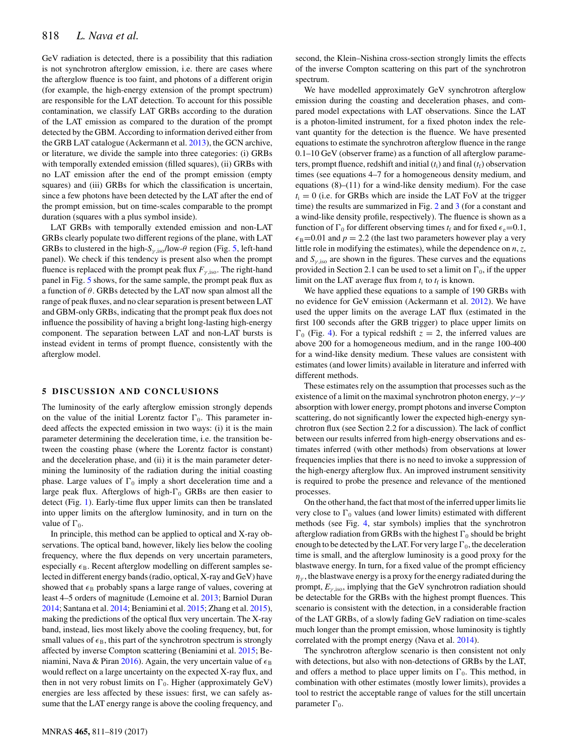GeV radiation is detected, there is a possibility that this radiation is not synchrotron afterglow emission, i.e. there are cases where the afterglow fluence is too faint, and photons of a different origin (for example, the high-energy extension of the prompt spectrum) are responsible for the LAT detection. To account for this possible contamination, we classify LAT GRBs according to the duration of the LAT emission as compared to the duration of the prompt detected by the GBM. According to information derived either from the GRB LAT catalogue (Ackermann et al. 2013), the GCN archive, or literature, we divide the sample into three categories: (i) GRBs with temporally extended emission (filled squares), (ii) GRBs with no LAT emission after the end of the prompt emission (empty squares) and (iii) GRBs for which the classification is uncertain, since a few photons have been detected by the LAT after the end of the prompt emission, but on time-scales comparable to the prompt duration (squares with a plus symbol inside).

LAT GRBs with temporally extended emission and non-LAT GRBs clearly populate two different regions of the plane, with LAT GRBs to clustered in the high-$S_{\gamma,\rm iso}$/low-$\theta$ region (Fig. 5, left-hand panel). We check if this tendency is present also when the prompt fluence is replaced with the prompt peak flux $F_{\gamma,\rm iso}$. The right-hand panel in Fig. 5 shows, for the same sample, the prompt peak flux as a function of $\theta$. GRBs detected by the LAT now span almost all the range of peak fluxes, and no clear separation is present between LAT and GBM-only GRBs, indicating that the prompt peak flux does not influence the possibility of having a bright long-lasting high-energy component. The separation between LAT and non-LAT bursts is instead evident in terms of prompt fluence, consistently with the afterglow model.

## 5 DISCUSSION AND CONCLUSIONS

The luminosity of the early afterglow emission strongly depends on the value of the initial Lorentz factor $\Gamma_0$. This parameter indeed affects the expected emission in two ways: (i) it is the main parameter determining the deceleration time, i.e. the transition between the coasting phase (where the Lorentz factor is constant) and the deceleration phase, and (ii) it is the main parameter determining the luminosity of the radiation during the initial coasting phase. Large values of $\Gamma_0$ imply a short deceleration time and a large peak flux. Afterglows of high-$\Gamma_0$ GRBs are then easier to detect (Fig. 1). Early-time flux upper limits can then be translated into upper limits on the afterglow luminosity, and in turn on the value of $\Gamma_0$.

In principle, this method can be applied to optical and X-ray observations. The optical band, however, likely lies below the cooling frequency, where the flux depends on very uncertain parameters, especially $\epsilon_{\rm B}$. Recent afterglow modelling on different samples selected in different energy bands (radio, optical, X-ray and GeV) have showed that $\epsilon_{\rm B}$ probably spans a large range of values, covering at least 4–5 orders of magnitude (Lemoine et al. 2013; Barniol Duran 2014; Santana et al. 2014; Beniamini et al. 2015; Zhang et al. 2015), making the predictions of the optical flux very uncertain. The X-ray band, instead, lies most likely above the cooling frequency, but, for small values of $\epsilon_{\rm B}$, this part of the synchrotron spectrum is strongly affected by inverse Compton scattering (Beniamini et al. 2015; Beniamini, Nava & Piran 2016). Again, the very uncertain value of $\epsilon_{\rm B}$ would reflect on a large uncertainty on the expected X-ray flux, and then in not very robust limits on $\Gamma_0$. Higher (approximately GeV) energies are less affected by these issues: first, we can safely assume that the LAT energy range is above the cooling frequency, and second, the Klein–Nishina cross-section strongly limits the effects of the inverse Compton scattering on this part of the synchrotron spectrum.

We have modelled approximately GeV synchrotron afterglow emission during the coasting and deceleration phases, and compared model expectations with LAT observations. Since the LAT is a photon-limited instrument, for a fixed photon index the relevant quantity for the detection is the fluence. We have presented equations to estimate the synchrotron afterglow fluence in the range 0.1–10 GeV (observer frame) as a function of all afterglow parameters, prompt fluence, redshift and initial ($t_{\rm i}$) and final ($t_{\rm f}$) observation times (see equations 4–7 for a homogeneous density medium, and equations (8)–(11) for a wind-like density medium). For the case $t_{\rm i} = 0$ (i.e. for GRBs which are inside the LAT FoV at the trigger time) the results are summarized in Fig. 2 and 3 (for a constant and a wind-like density profile, respectively). The fluence is shown as a function of $\Gamma_0$ for different observing times $t_{\rm f}$ and for fixed $\epsilon_{\rm e}$=0.1, $\epsilon_{\rm B}$=0.01 and $p = 2.2$ (the last two parameters however play a very little role in modifying the estimates), while the dependence on $n$, $z$, and $S_{\gamma,\rm iso}$ are shown in the figures. These curves and the equations provided in Section 2.1 can be used to set a limit on $\Gamma_0$, if the upper limit on the LAT average flux from $t_{\rm i}$ to $t_{\rm f}$ is known.

We have applied these equations to a sample of 190 GRBs with no evidence for GeV emission (Ackermann et al. 2012). We have used the upper limits on the average LAT flux (estimated in the first 100 seconds after the GRB trigger) to place upper limits on $\Gamma_0$ (Fig. 4). For a typical redshift $z = 2$, the inferred values are above 200 for a homogeneous medium, and in the range 100-400 for a wind-like density medium. These values are consistent with estimates (and lower limits) available in literature and inferred with different methods.

These estimates rely on the assumption that processes such as the existence of a limit on the maximal synchrotron photon energy, $\gamma$–$\gamma$ absorption with lower energy, prompt photons and inverse Compton scattering, do not significantly lower the expected high-energy synchrotron flux (see Section 2.2 for a discussion). The lack of conflict between our results inferred from high-energy observations and estimates inferred (with other methods) from observations at lower frequencies implies that there is no need to invoke a suppression of the high-energy afterglow flux. An improved instrument sensitivity is required to probe the presence and relevance of the mentioned processes.

On the other hand, the fact that most of the inferred upper limits lie very close to $\Gamma_0$ values (and lower limits) estimated with different methods (see Fig. 4, star symbols) implies that the synchrotron afterglow radiation from GRBs with the highest $\Gamma_0$ should be bright enough to be detected by the LAT. For very large $\Gamma_0$, the deceleration time is small, and the afterglow luminosity is a good proxy for the blastwave energy. In turn, for a fixed value of the prompt efficiency $\eta_\gamma$, the blastwave energy is a proxy for the energy radiated during the prompt, $E_{\gamma,\rm iso}$, implying that the GeV synchrotron radiation should be detectable for the GRBs with the highest prompt fluences. This scenario is consistent with the detection, in a considerable fraction of the LAT GRBs, of a slowly fading GeV radiation on time-scales much longer than the prompt emission, whose luminosity is tightly correlated with the prompt energy (Nava et al. 2014).

The synchrotron afterglow scenario is then consistent not only with detections, but also with non-detections of GRBs by the LAT, and offers a method to place upper limits on $\Gamma_0$. This method, in combination with other estimates (mostly lower limits), provides a tool to restrict the acceptable range of values for the still uncertain parameter $\Gamma_0$.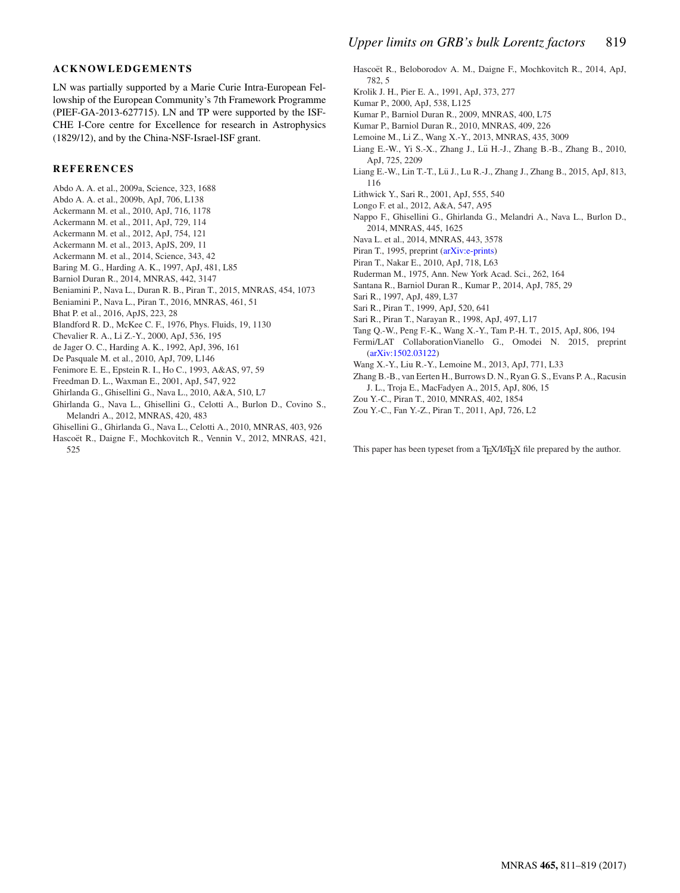## ACKNOWLEDGEMENTS

LN was partially supported by a Marie Curie Intra-European Fellowship of the European Community's 7th Framework Programme (PIEF-GA-2013-627715). LN and TP were supported by the ISF-CHE I-Core centre for Excellence for research in Astrophysics (1829/12), and by the China-NSF-Israel-ISF grant.

## REFERENCES

Abdo A. A. et al., 2009a, Science, 323, 1688
Abdo A. A. et al., 2009b, ApJ, 706, L138
Ackermann M. et al., 2010, ApJ, 716, 1178
Ackermann M. et al., 2011, ApJ, 729, 114
Ackermann M. et al., 2012, ApJ, 754, 121
Ackermann M. et al., 2013, ApJS, 209, 11
Ackermann M. et al., 2014, Science, 343, 42
Baring M. G., Harding A. K., 1997, ApJ, 481, L85
Barniol Duran R., 2014, MNRAS, 442, 3147
Beniamini P., Nava L., Duran R. B., Piran T., 2015, MNRAS, 454, 1073
Beniamini P., Nava L., Piran T., 2016, MNRAS, 461, 51
Bhat P. et al., 2016, ApJS, 223, 28
Blandford R. D., McKee C. F., 1976, Phys. Fluids, 19, 1130
Chevalier R. A., Li Z.-Y., 2000, ApJ, 536, 195
de Jager O. C., Harding A. K., 1992, ApJ, 396, 161
De Pasquale M. et al., 2010, ApJ, 709, L146
Fenimore E. E., Epstein R. I., Ho C., 1993, A&AS, 97, 59
Freedman D. L., Waxman E., 2001, ApJ, 547, 922
Ghirlanda G., Ghisellini G., Nava L., 2010, A&A, 510, L7
Ghirlanda G., Nava L., Ghisellini G., Celotti A., Burlon D., Covino S., Melandri A., 2012, MNRAS, 420, 483
Ghisellini G., Ghirlanda G., Nava L., Celotti A., 2010, MNRAS, 403, 926
Hascoët R., Daigne F., Mochkovitch R., Vennin V., 2012, MNRAS, 421, 525
Hascoët R., Beloborodov A. M., Daigne F., Mochkovitch R., 2014, ApJ, 782, 5
Krolik J. H., Pier E. A., 1991, ApJ, 373, 277
Kumar P., 2000, ApJ, 538, L125
Kumar P., Barniol Duran R., 2009, MNRAS, 400, L75
Kumar P., Barniol Duran R., 2010, MNRAS, 409, 226
Lemoine M., Li Z., Wang X.-Y., 2013, MNRAS, 435, 3009
Liang E.-W., Yi S.-X., Zhang J., Lü H.-J., Zhang B.-B., Zhang B., 2010, ApJ, 725, 2209
Liang E.-W., Lin T.-T., Lü J., Lu R.-J., Zhang J., Zhang B., 2015, ApJ, 813, 116
Lithwick Y., Sari R., 2001, ApJ, 555, 540
Longo F. et al., 2012, A&A, 547, A95
Nappo F., Ghisellini G., Ghirlanda G., Melandri A., Nava L., Burlon D., 2014, MNRAS, 445, 1625
Nava L. et al., 2014, MNRAS, 443, 3578
Piran T., 1995, preprint (arXiv:e-prints)
Piran T., Nakar E., 2010, ApJ, 718, L63
Ruderman M., 1975, Ann. New York Acad. Sci., 262, 164
Santana R., Barniol Duran R., Kumar P., 2014, ApJ, 785, 29
Sari R., 1997, ApJ, 489, L37
Sari R., Piran T., 1999, ApJ, 520, 641
Sari R., Piran T., Narayan R., 1998, ApJ, 497, L17
Tang Q.-W., Peng F.-K., Wang X.-Y., Tam P.-H. T., 2015, ApJ, 806, 194
Fermi/LAT CollaborationVianello G., Omodei N. 2015, preprint (arXiv:1502.03122)
Wang X.-Y., Liu R.-Y., Lemoine M., 2013, ApJ, 771, L33
Zhang B.-B., van Eerten H., Burrows D. N., Ryan G. S., Evans P. A., Racusin J. L., Troja E., MacFadyen A., 2015, ApJ, 806, 15
Zou Y.-C., Piran T., 2010, MNRAS, 402, 1854
Zou Y.-C., Fan Y.-Z., Piran T., 2011, ApJ, 726, L2

This paper has been typeset from a TEX/LATEX file prepared by the author.